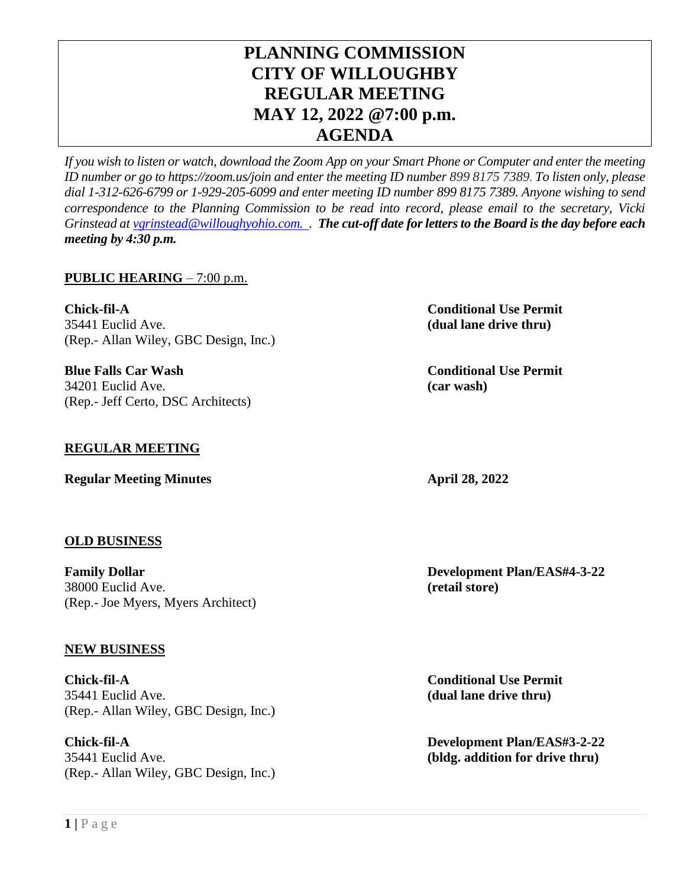# PLANNING COMMISSION
# CITY OF WILLOUGHBY
# REGULAR MEETING
# MAY 12, 2022 @7:00 p.m.
# AGENDA

*If you wish to listen or watch, download the Zoom App on your Smart Phone or Computer and enter the meeting ID number or go to https://zoom.us/join and enter the meeting ID number 899 8175 7389. To listen only, please dial 1-312-626-6799 or 1-929-205-6099 and enter meeting ID number 899 8175 7389. Anyone wishing to send correspondence to the Planning Commission to be read into record, please email to the secretary, Vicki Grinstead at [vgrinstead@willoughyohio.com.](mailto:vgrinstead@willoughyohio.com) .* ***The cut-off date for letters to the Board is the day before each meeting by 4:30 p.m.***

**PUBLIC HEARING** – 7:00 p.m.

**Chick-fil-A** — **Conditional Use Permit (dual lane drive thru)**
35441 Euclid Ave.
(Rep.- Allan Wiley, GBC Design, Inc.)

**Blue Falls Car Wash** — **Conditional Use Permit (car wash)**
34201 Euclid Ave.
(Rep.- Jeff Certo, DSC Architects)

**REGULAR MEETING**

**Regular Meeting Minutes** — **April 28, 2022**

**OLD BUSINESS**

**Family Dollar** — **Development Plan/EAS#4-3-22 (retail store)**
38000 Euclid Ave.
(Rep.- Joe Myers, Myers Architect)

**NEW BUSINESS**

**Chick-fil-A** — **Conditional Use Permit (dual lane drive thru)**
35441 Euclid Ave.
(Rep.- Allan Wiley, GBC Design, Inc.)

**Chick-fil-A** — **Development Plan/EAS#3-2-22 (bldg. addition for drive thru)**
35441 Euclid Ave.
(Rep.- Allan Wiley, GBC Design, Inc.)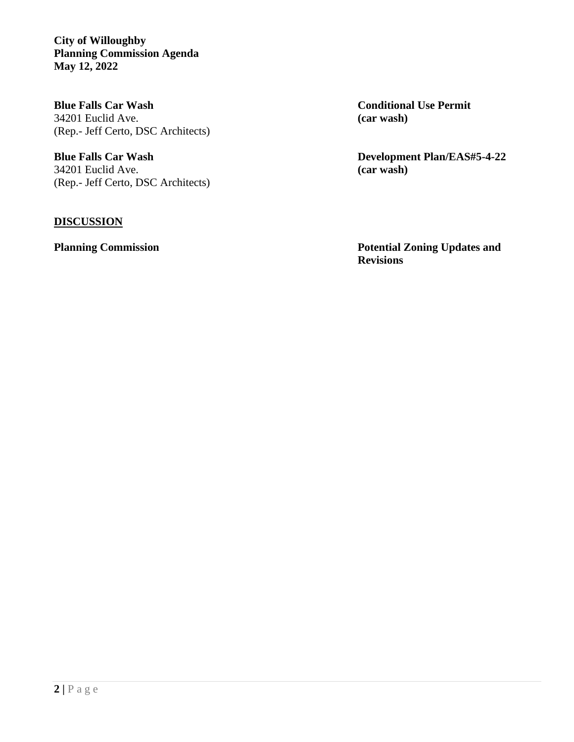**City of Willoughby**
**Planning Commission Agenda**
**May 12, 2022**

| | |
|---|---|
| **Blue Falls Car Wash**<br>34201 Euclid Ave.<br>(Rep.- Jeff Certo, DSC Architects) | **Conditional Use Permit**<br>**(car wash)** |
| **Blue Falls Car Wash**<br>34201 Euclid Ave.<br>(Rep.- Jeff Certo, DSC Architects) | **Development Plan/EAS#5-4-22**<br>**(car wash)** |

## DISCUSSION

| | |
|---|---|
| **Planning Commission** | **Potential Zoning Updates and Revisions** |